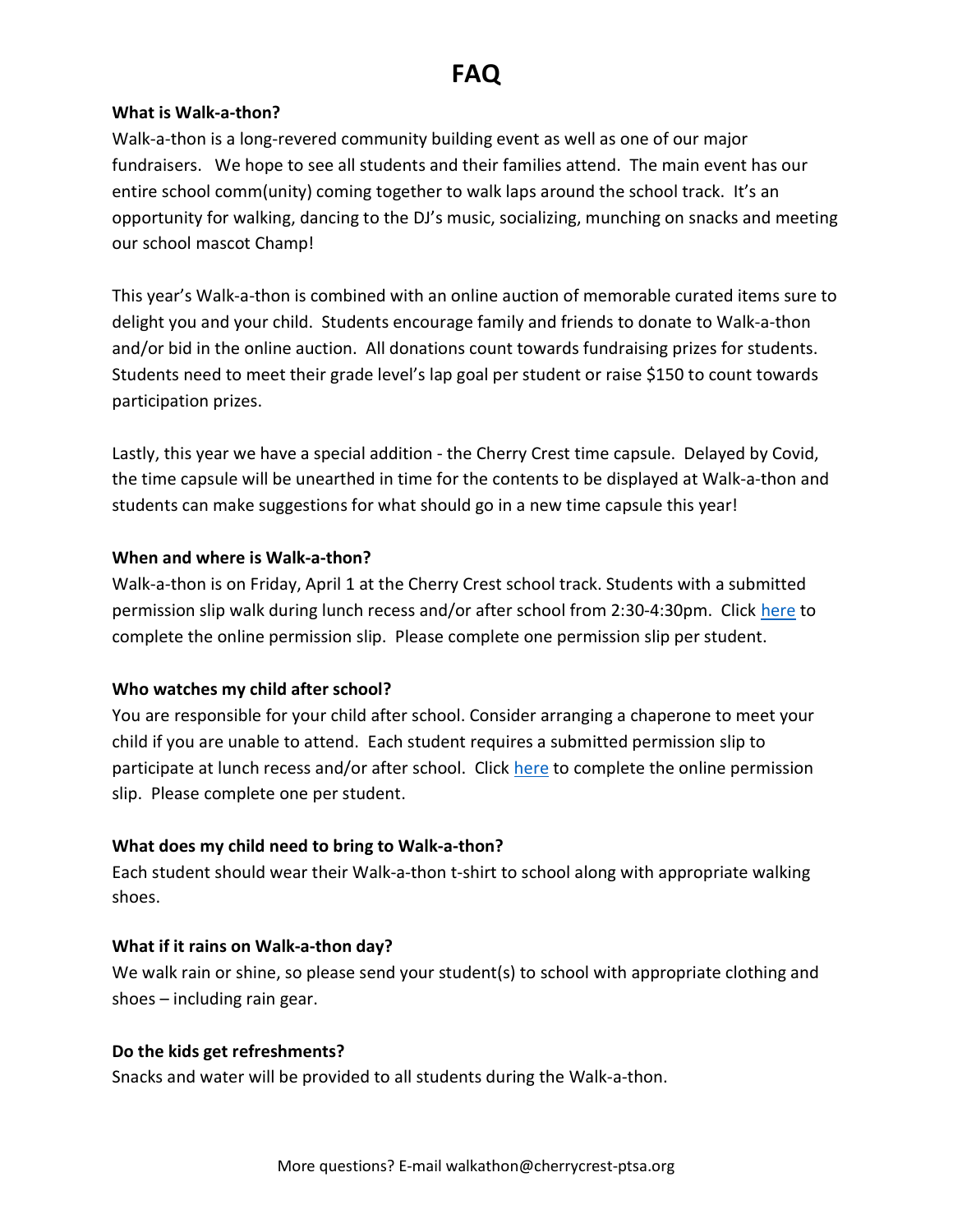# FAQ

**What is Walk-a-thon?**

Walk-a-thon is a long-revered community building event as well as one of our major fundraisers. We hope to see all students and their families attend. The main event has our entire school comm(unity) coming together to walk laps around the school track. It's an opportunity for walking, dancing to the DJ's music, socializing, munching on snacks and meeting our school mascot Champ!

This year's Walk-a-thon is combined with an online auction of memorable curated items sure to delight you and your child. Students encourage family and friends to donate to Walk-a-thon and/or bid in the online auction. All donations count towards fundraising prizes for students. Students need to meet their grade level's lap goal per student or raise $150 to count towards participation prizes.

Lastly, this year we have a special addition - the Cherry Crest time capsule. Delayed by Covid, the time capsule will be unearthed in time for the contents to be displayed at Walk-a-thon and students can make suggestions for what should go in a new time capsule this year!

**When and where is Walk-a-thon?**

Walk-a-thon is on Friday, April 1 at the Cherry Crest school track. Students with a submitted permission slip walk during lunch recess and/or after school from 2:30-4:30pm. Click here to complete the online permission slip. Please complete one permission slip per student.

**Who watches my child after school?**

You are responsible for your child after school. Consider arranging a chaperone to meet your child if you are unable to attend. Each student requires a submitted permission slip to participate at lunch recess and/or after school. Click here to complete the online permission slip. Please complete one per student.

**What does my child need to bring to Walk-a-thon?**

Each student should wear their Walk-a-thon t-shirt to school along with appropriate walking shoes.

**What if it rains on Walk-a-thon day?**

We walk rain or shine, so please send your student(s) to school with appropriate clothing and shoes – including rain gear.

**Do the kids get refreshments?**

Snacks and water will be provided to all students during the Walk-a-thon.

More questions? E-mail walkathon@cherrycrest-ptsa.org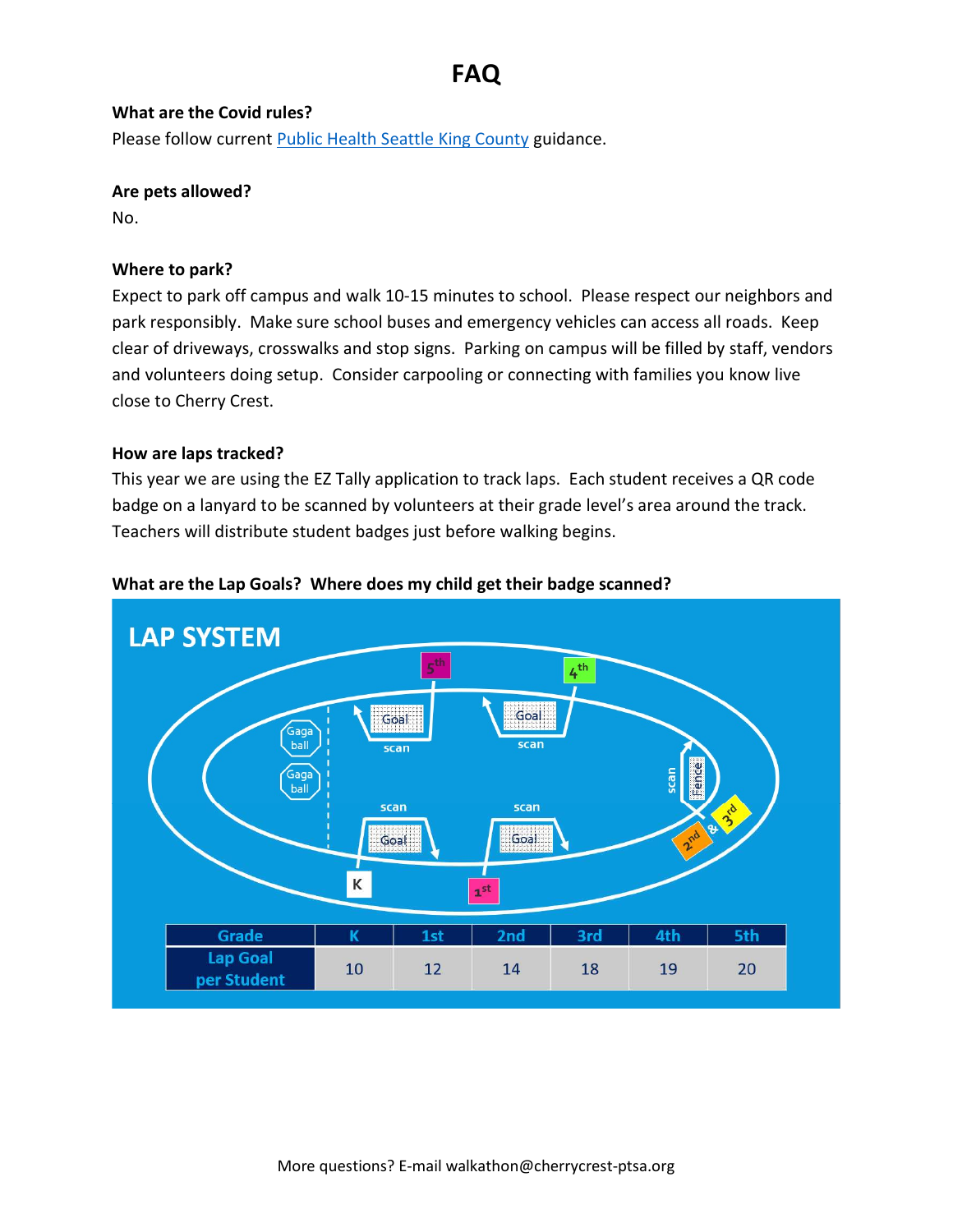# FAQ

**What are the Covid rules?**

Please follow current Public Health Seattle King County guidance.

**Are pets allowed?**

No.

**Where to park?**

Expect to park off campus and walk 10-15 minutes to school. Please respect our neighbors and park responsibly. Make sure school buses and emergency vehicles can access all roads. Keep clear of driveways, crosswalks and stop signs. Parking on campus will be filled by staff, vendors and volunteers doing setup. Consider carpooling or connecting with families you know live close to Cherry Crest.

**How are laps tracked?**

This year we are using the EZ Tally application to track laps. Each student receives a QR code badge on a lanyard to be scanned by volunteers at their grade level's area around the track. Teachers will distribute student badges just before walking begins.

**What are the Lap Goals? Where does my child get their badge scanned?**

LAP SYSTEM

| Grade | K | 1st | 2nd | 3rd | 4th | 5th |
|---|---|---|---|---|---|---|
| Lap Goal per Student | 10 | 12 | 14 | 18 | 19 | 20 |

More questions? E-mail walkathon@cherrycrest-ptsa.org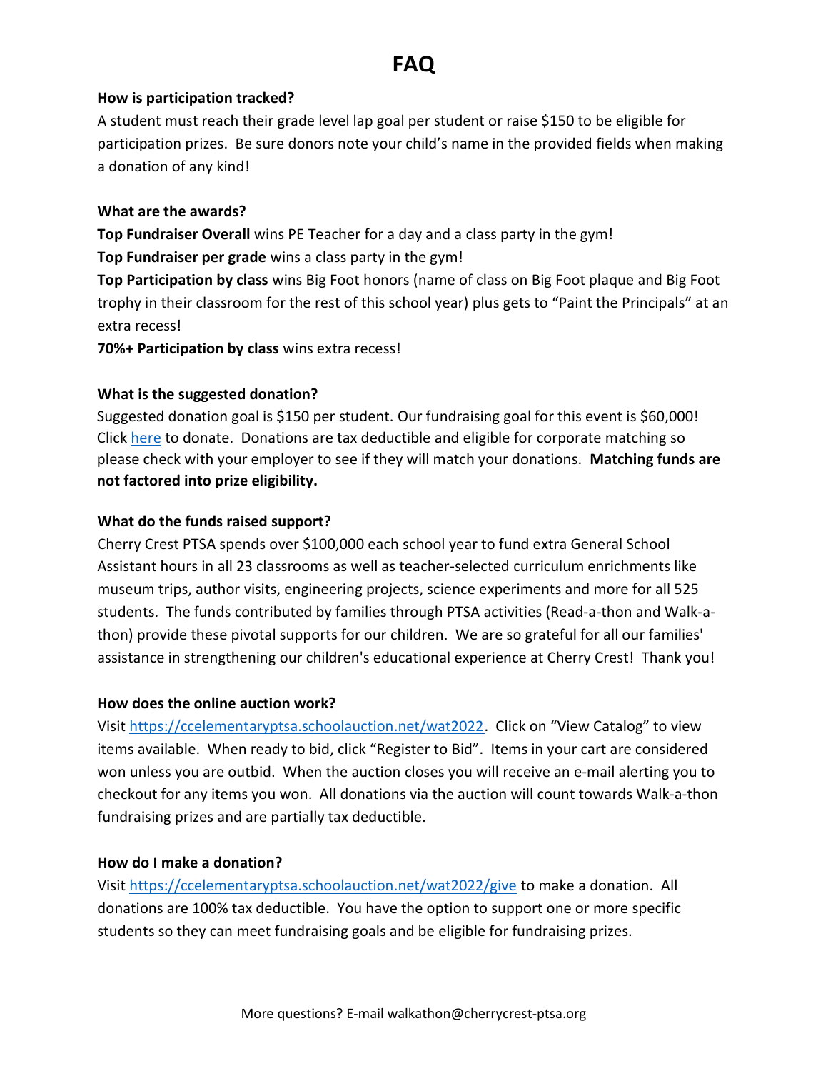# FAQ

**How is participation tracked?**

A student must reach their grade level lap goal per student or raise $150 to be eligible for participation prizes. Be sure donors note your child's name in the provided fields when making a donation of any kind!

**What are the awards?**

**Top Fundraiser Overall** wins PE Teacher for a day and a class party in the gym!

**Top Fundraiser per grade** wins a class party in the gym!

**Top Participation by class** wins Big Foot honors (name of class on Big Foot plaque and Big Foot trophy in their classroom for the rest of this school year) plus gets to "Paint the Principals" at an extra recess!

**70%+ Participation by class** wins extra recess!

**What is the suggested donation?**

Suggested donation goal is $150 per student. Our fundraising goal for this event is $60,000! Click here to donate. Donations are tax deductible and eligible for corporate matching so please check with your employer to see if they will match your donations. **Matching funds are not factored into prize eligibility.**

**What do the funds raised support?**

Cherry Crest PTSA spends over $100,000 each school year to fund extra General School Assistant hours in all 23 classrooms as well as teacher-selected curriculum enrichments like museum trips, author visits, engineering projects, science experiments and more for all 525 students. The funds contributed by families through PTSA activities (Read-a-thon and Walk-a-thon) provide these pivotal supports for our children. We are so grateful for all our families' assistance in strengthening our children's educational experience at Cherry Crest! Thank you!

**How does the online auction work?**

Visit https://ccelementaryptsa.schoolauction.net/wat2022. Click on "View Catalog" to view items available. When ready to bid, click "Register to Bid". Items in your cart are considered won unless you are outbid. When the auction closes you will receive an e-mail alerting you to checkout for any items you won. All donations via the auction will count towards Walk-a-thon fundraising prizes and are partially tax deductible.

**How do I make a donation?**

Visit https://ccelementaryptsa.schoolauction.net/wat2022/give to make a donation. All donations are 100% tax deductible. You have the option to support one or more specific students so they can meet fundraising goals and be eligible for fundraising prizes.

More questions? E-mail walkathon@cherrycrest-ptsa.org